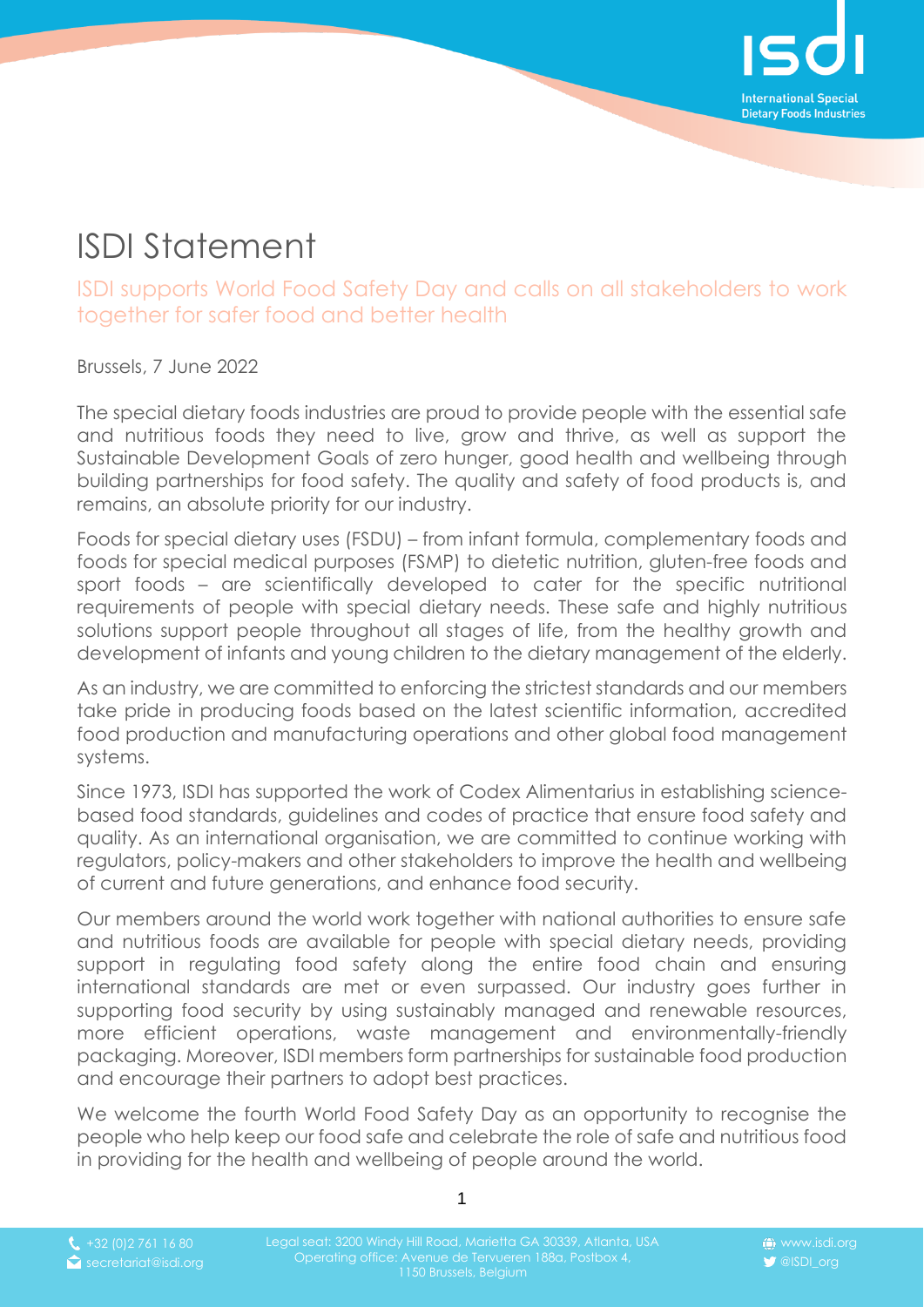# ISDI Statement

## ISDI supports World Food Safety Day and calls on all stakeholders to work together for safer food and better health

Brussels, 7 June 2022

The special dietary foods industries are proud to provide people with the essential safe and nutritious foods they need to live, grow and thrive, as well as support the Sustainable Development Goals of zero hunger, good health and wellbeing through building partnerships for food safety. The quality and safety of food products is, and remains, an absolute priority for our industry.

Foods for special dietary uses (FSDU) – from infant formula, complementary foods and foods for special medical purposes (FSMP) to dietetic nutrition, gluten-free foods and sport foods – are scientifically developed to cater for the specific nutritional requirements of people with special dietary needs. These safe and highly nutritious solutions support people throughout all stages of life, from the healthy growth and development of infants and young children to the dietary management of the elderly.

As an industry, we are committed to enforcing the strictest standards and our members take pride in producing foods based on the latest scientific information, accredited food production and manufacturing operations and other global food management systems.

Since 1973, ISDI has supported the work of Codex Alimentarius in establishing science-based food standards, guidelines and codes of practice that ensure food safety and quality. As an international organisation, we are committed to continue working with regulators, policy-makers and other stakeholders to improve the health and wellbeing of current and future generations, and enhance food security.

Our members around the world work together with national authorities to ensure safe and nutritious foods are available for people with special dietary needs, providing support in regulating food safety along the entire food chain and ensuring international standards are met or even surpassed. Our industry goes further in supporting food security by using sustainably managed and renewable resources, more efficient operations, waste management and environmentally-friendly packaging. Moreover, ISDI members form partnerships for sustainable food production and encourage their partners to adopt best practices.

We welcome the fourth World Food Safety Day as an opportunity to recognise the people who help keep our food safe and celebrate the role of safe and nutritious food in providing for the health and wellbeing of people around the world.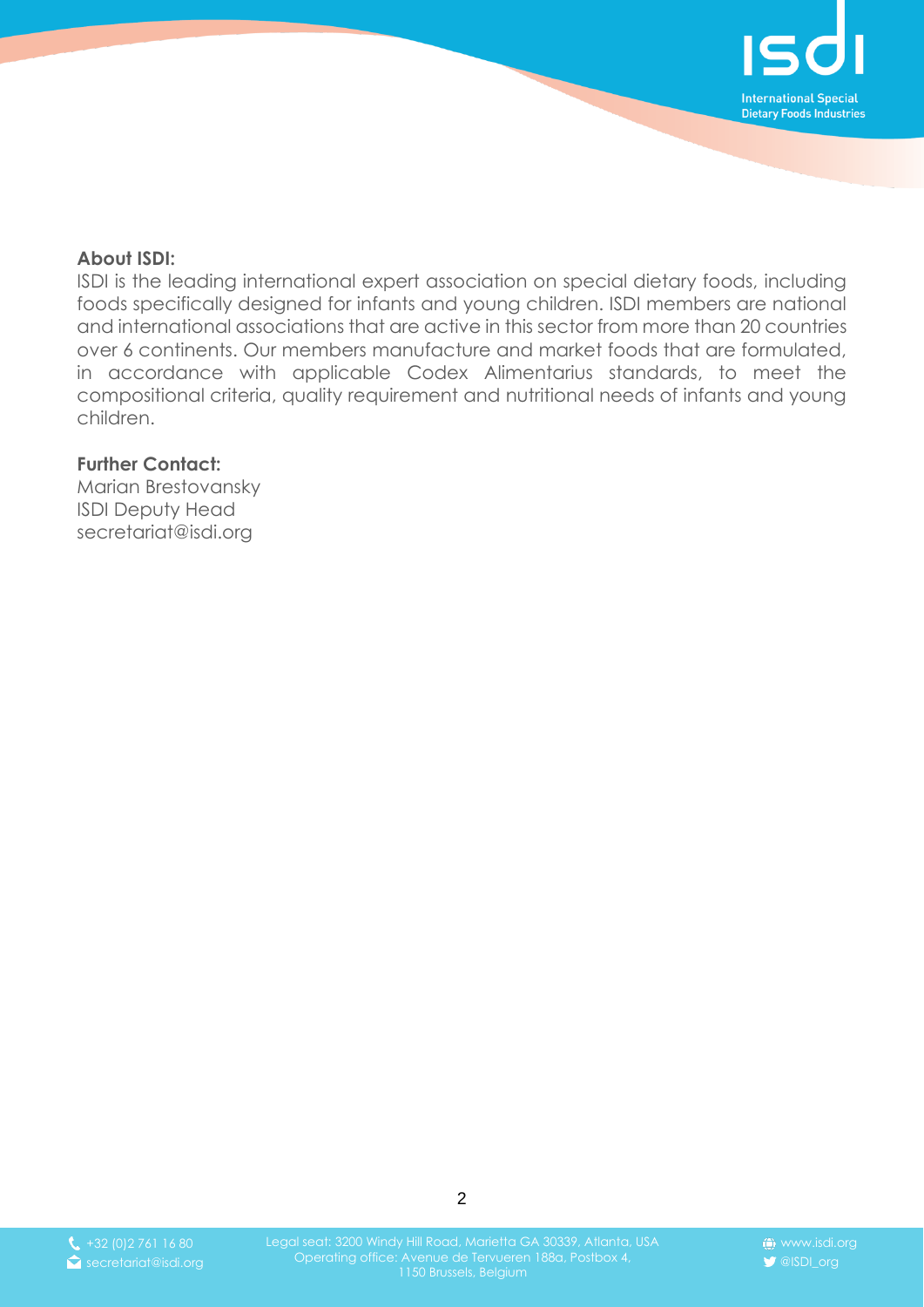**About ISDI:**

ISDI is the leading international expert association on special dietary foods, including foods specifically designed for infants and young children. ISDI members are national and international associations that are active in this sector from more than 20 countries over 6 continents. Our members manufacture and market foods that are formulated, in accordance with applicable Codex Alimentarius standards, to meet the compositional criteria, quality requirement and nutritional needs of infants and young children.

**Further Contact:**

Marian Brestovansky
ISDI Deputy Head
secretariat@isdi.org